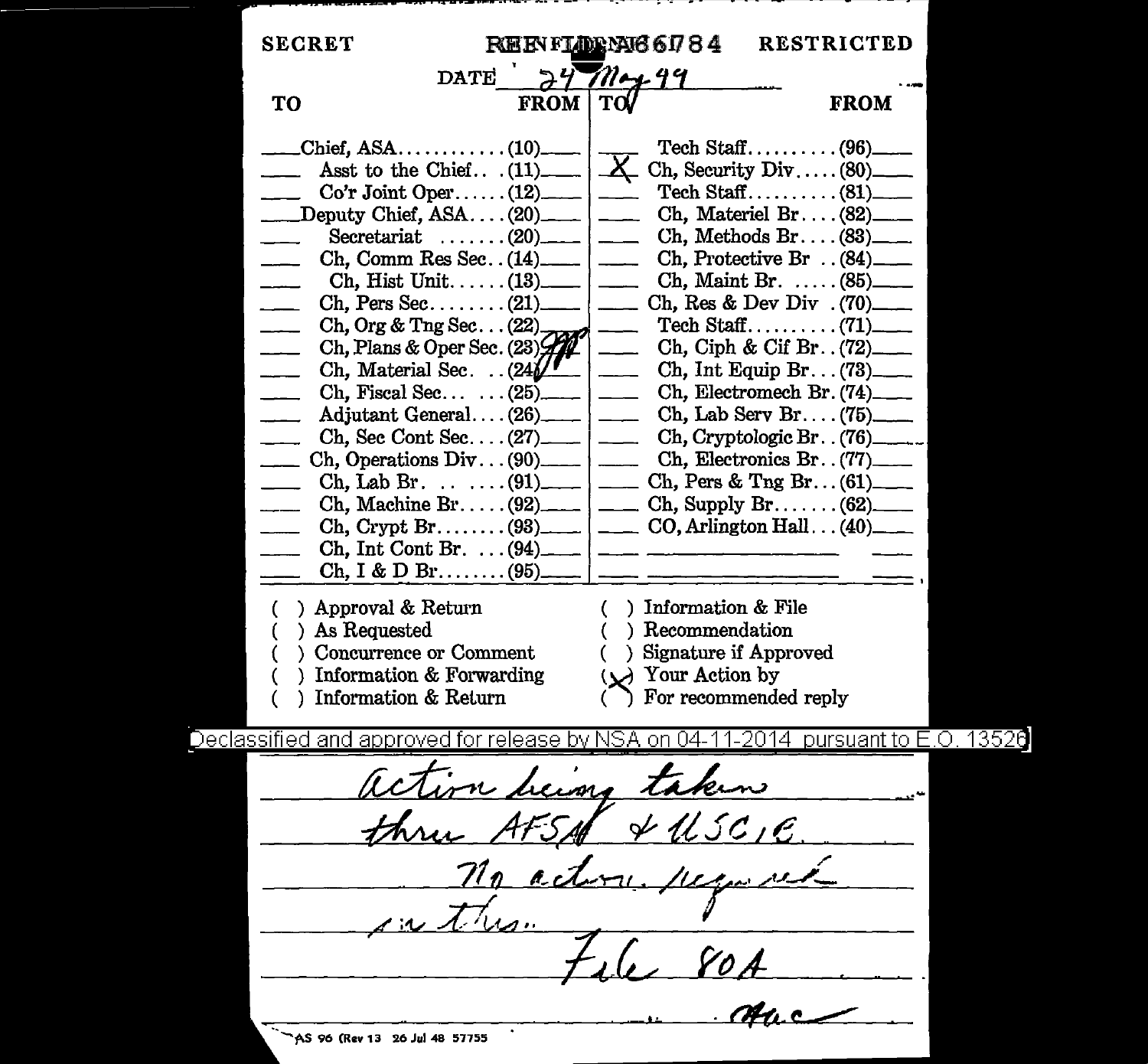SECRET REF ID:A66784 RESTRICTED

DATE 24 May 49

| TO | | FROM | TO | | FROM |
|---|---|---|---|---|---|
| | Chief, ASA (10) | | | Tech Staff (96) | |
| | Asst to the Chief (11) | | X | Ch, Security Div (80) | |
| | Co'r Joint Oper (12) | | | Tech Staff (81) | |
| | Deputy Chief, ASA (20) | | | Ch, Materiel Br (82) | |
| | Secretariat (20) | | | Ch, Methods Br (83) | |
| | Ch, Comm Res Sec (14) | | | Ch, Protective Br (84) | |
| | Ch, Hist Unit (13) | | | Ch, Maint Br. (85) | |
| | Ch, Pers Sec (21) | | | Ch, Res & Dev Div (70) | |
| | Ch, Org & Tng Sec (22) | | | Tech Staff (71) | |
| | Ch, Plans & Oper Sec. (23) | | | Ch, Ciph & Cif Br (72) | |
| | Ch, Material Sec. (24) | | | Ch, Int Equip Br (73) | |
| | Ch, Fiscal Sec (25) | | | Ch, Electromech Br. (74) | |
| | Adjutant General (26) | | | Ch, Lab Serv Br (75) | |
| | Ch, Sec Cont Sec (27) | | | Ch, Cryptologic Br (76) | |
| | Ch, Operations Div (90) | | | Ch, Electronics Br (77) | |
| | Ch, Lab Br. (91) | | | Ch, Pers & Tng Br (61) | |
| | Ch, Machine Br (92) | | | Ch, Supply Br (62) | |
| | Ch, Crypt Br (93) | | | CO, Arlington Hall (40) | |
| | Ch, Int Cont Br. (94) | | | | |
| | Ch, I & D Br (95) | | | | |

( ) Approval & Return
( ) As Requested
( ) Concurrence or Comment
( ) Information & Forwarding
( ) Information & Return
( ) Information & File
( ) Recommendation
( ) Signature if Approved
(X) Your Action by
( ) For recommended reply

Declassified and approved for release by NSA on 04-11-2014 pursuant to E.O. 13526

Action being taken
thru AFSA & USCIC.
No action required
in this.
File 80A

AS 96 (Rev 13 26 Jul 48 57755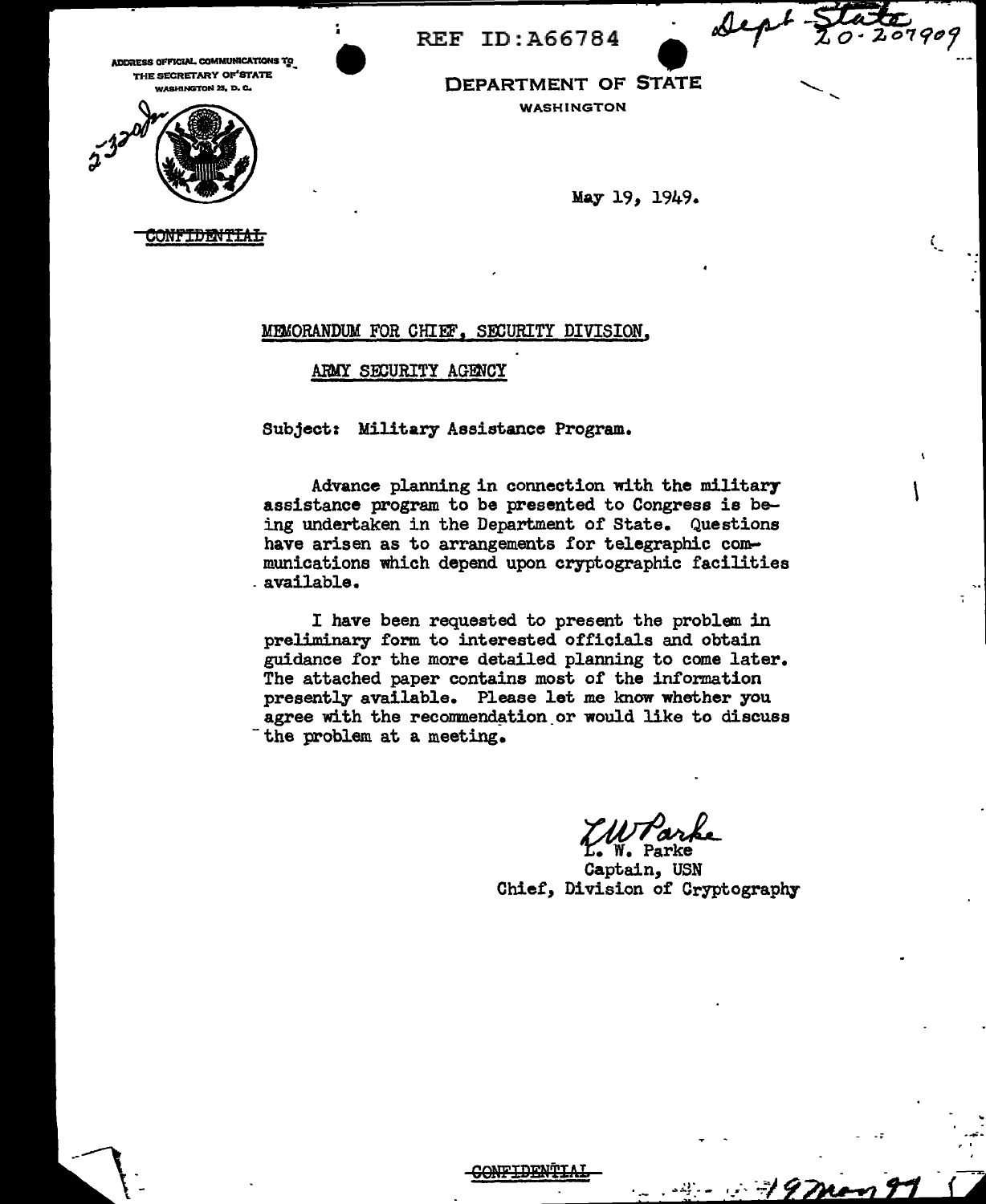REF ID:A66784

Dept State 20-207909

ADDRESS OFFICIAL COMMUNICATIONS TO
THE SECRETARY OF STATE
WASHINGTON 25, D. C.

DEPARTMENT OF STATE
WASHINGTON

May 19, 1949.

~~CONFIDENTIAL~~

MEMORANDUM FOR CHIEF, SECURITY DIVISION,

ARMY SECURITY AGENCY

Subject: Military Assistance Program.

Advance planning in connection with the military assistance program to be presented to Congress is being undertaken in the Department of State. Questions have arisen as to arrangements for telegraphic communications which depend upon cryptographic facilities available.

I have been requested to present the problem in preliminary form to interested officials and obtain guidance for the more detailed planning to come later. The attached paper contains most of the information presently available. Please let me know whether you agree with the recommendation or would like to discuss the problem at a meeting.

L. W. Parke
Captain, USN
Chief, Division of Cryptography

~~CONFIDENTIAL~~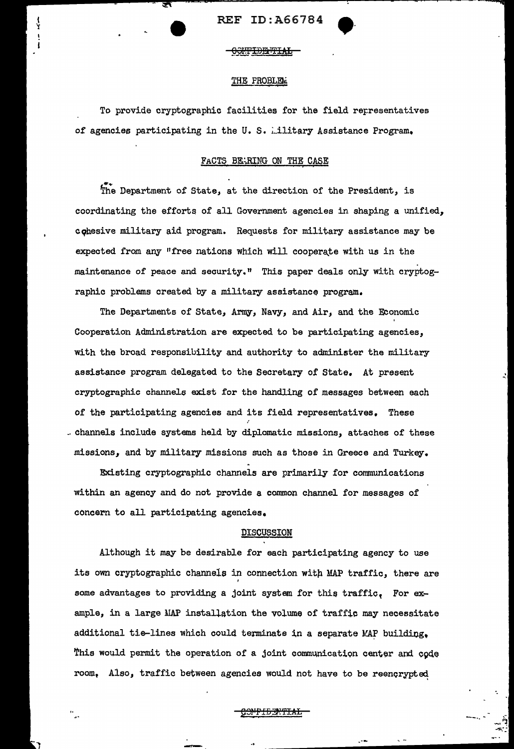CONFIDENTIAL

## THE PROBLEM

To provide cryptographic facilities for the field representatives of agencies participating in the U. S. Military Assistance Program.

## FACTS BEARING ON THE CASE

The Department of State, at the direction of the President, is coordinating the efforts of all Government agencies in shaping a unified, cohesive military aid program. Requests for military assistance may be expected from any "free nations which will cooperate with us in the maintenance of peace and security." This paper deals only with cryptographic problems created by a military assistance program.

The Departments of State, Army, Navy, and Air, and the Economic Cooperation Administration are expected to be participating agencies, with the broad responsibility and authority to administer the military assistance program delegated to the Secretary of State. At present cryptographic channels exist for the handling of messages between each of the participating agencies and its field representatives. These channels include systems held by diplomatic missions, attaches of these missions, and by military missions such as those in Greece and Turkey.

Existing cryptographic channels are primarily for communications within an agency and do not provide a common channel for messages of concern to all participating agencies.

## DISCUSSION

Although it may be desirable for each participating agency to use its own cryptographic channels in connection with MAP traffic, there are some advantages to providing a joint system for this traffic. For example, in a large MAP installation the volume of traffic may necessitate additional tie-lines which could terminate in a separate MAP building. This would permit the operation of a joint communication center and code room. Also, traffic between agencies would not have to be reencrypted

CONFIDENTIAL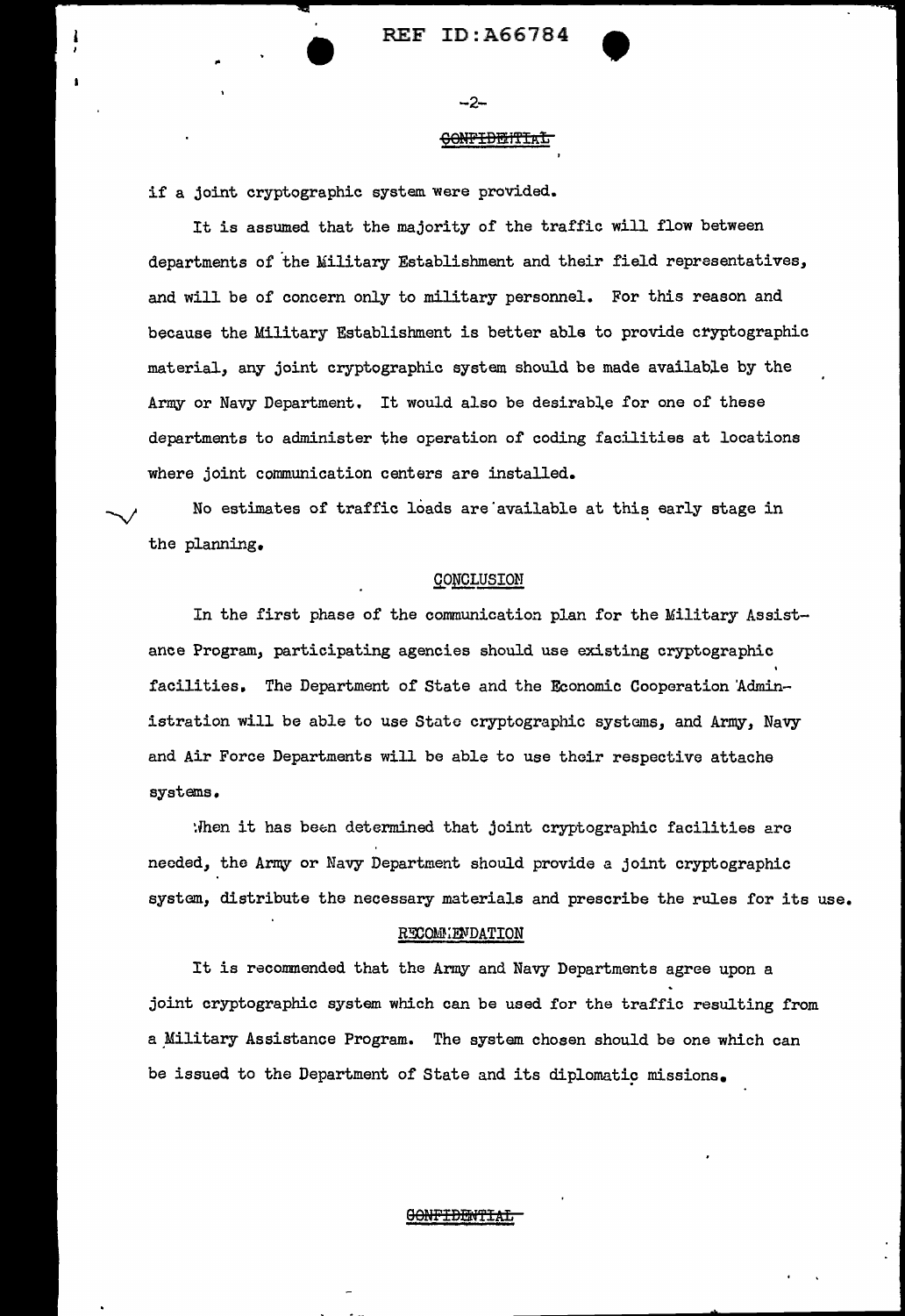CONFIDENTIAL

if a joint cryptographic system were provided.

It is assumed that the majority of the traffic will flow between departments of the Military Establishment and their field representatives, and will be of concern only to military personnel. For this reason and because the Military Establishment is better able to provide cryptographic material, any joint cryptographic system should be made available by the Army or Navy Department. It would also be desirable for one of these departments to administer the operation of coding facilities at locations where joint communication centers are installed.

No estimates of traffic loads are available at this early stage in the planning.

## CONCLUSION

In the first phase of the communication plan for the Military Assistance Program, participating agencies should use existing cryptographic facilities. The Department of State and the Economic Cooperation Administration will be able to use State cryptographic systems, and Army, Navy and Air Force Departments will be able to use their respective attache systems.

When it has been determined that joint cryptographic facilities are needed, the Army or Navy Department should provide a joint cryptographic system, distribute the necessary materials and prescribe the rules for its use.

## RECOMMENDATION

It is recommended that the Army and Navy Departments agree upon a joint cryptographic system which can be used for the traffic resulting from a Military Assistance Program. The system chosen should be one which can be issued to the Department of State and its diplomatic missions.

CONFIDENTIAL